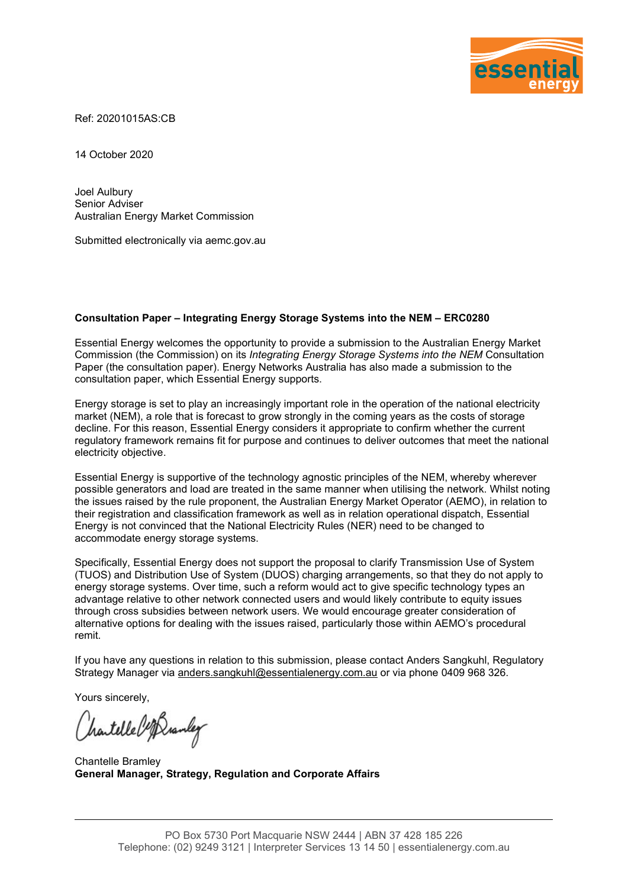Ref: 20201015AS:CB

14 October 2020

Joel Aulbury
Senior Adviser
Australian Energy Market Commission

Submitted electronically via aemc.gov.au

**Consultation Paper – Integrating Energy Storage Systems into the NEM – ERC0280**

Essential Energy welcomes the opportunity to provide a submission to the Australian Energy Market Commission (the Commission) on its *Integrating Energy Storage Systems into the NEM* Consultation Paper (the consultation paper). Energy Networks Australia has also made a submission to the consultation paper, which Essential Energy supports.

Energy storage is set to play an increasingly important role in the operation of the national electricity market (NEM), a role that is forecast to grow strongly in the coming years as the costs of storage decline. For this reason, Essential Energy considers it appropriate to confirm whether the current regulatory framework remains fit for purpose and continues to deliver outcomes that meet the national electricity objective.

Essential Energy is supportive of the technology agnostic principles of the NEM, whereby wherever possible generators and load are treated in the same manner when utilising the network. Whilst noting the issues raised by the rule proponent, the Australian Energy Market Operator (AEMO), in relation to their registration and classification framework as well as in relation operational dispatch, Essential Energy is not convinced that the National Electricity Rules (NER) need to be changed to accommodate energy storage systems.

Specifically, Essential Energy does not support the proposal to clarify Transmission Use of System (TUOS) and Distribution Use of System (DUOS) charging arrangements, so that they do not apply to energy storage systems. Over time, such a reform would act to give specific technology types an advantage relative to other network connected users and would likely contribute to equity issues through cross subsidies between network users. We would encourage greater consideration of alternative options for dealing with the issues raised, particularly those within AEMO's procedural remit.

If you have any questions in relation to this submission, please contact Anders Sangkuhl, Regulatory Strategy Manager via anders.sangkuhl@essentialenergy.com.au or via phone 0409 968 326.

Yours sincerely,

Chantelle Bramley
**General Manager, Strategy, Regulation and Corporate Affairs**

PO Box 5730 Port Macquarie NSW 2444 | ABN 37 428 185 226
Telephone: (02) 9249 3121 | Interpreter Services 13 14 50 | essentialenergy.com.au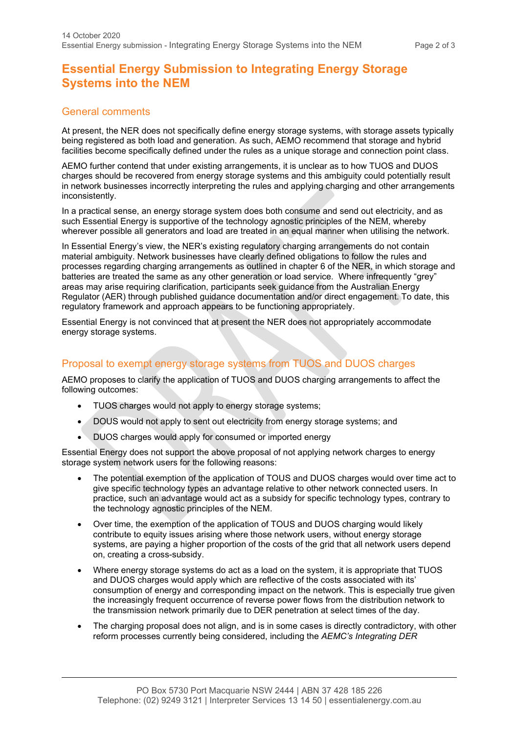## Essential Energy Submission to Integrating Energy Storage Systems into the NEM

### General comments

At present, the NER does not specifically define energy storage systems, with storage assets typically being registered as both load and generation. As such, AEMO recommend that storage and hybrid facilities become specifically defined under the rules as a unique storage and connection point class.

AEMO further contend that under existing arrangements, it is unclear as to how TUOS and DUOS charges should be recovered from energy storage systems and this ambiguity could potentially result in network businesses incorrectly interpreting the rules and applying charging and other arrangements inconsistently.

In a practical sense, an energy storage system does both consume and send out electricity, and as such Essential Energy is supportive of the technology agnostic principles of the NEM, whereby wherever possible all generators and load are treated in an equal manner when utilising the network.

In Essential Energy's view, the NER's existing regulatory charging arrangements do not contain material ambiguity. Network businesses have clearly defined obligations to follow the rules and processes regarding charging arrangements as outlined in chapter 6 of the NER, in which storage and batteries are treated the same as any other generation or load service. Where infrequently "grey" areas may arise requiring clarification, participants seek guidance from the Australian Energy Regulator (AER) through published guidance documentation and/or direct engagement. To date, this regulatory framework and approach appears to be functioning appropriately.

Essential Energy is not convinced that at present the NER does not appropriately accommodate energy storage systems.

### Proposal to exempt energy storage systems from TUOS and DUOS charges

AEMO proposes to clarify the application of TUOS and DUOS charging arrangements to affect the following outcomes:

- TUOS charges would not apply to energy storage systems;
- DOUS would not apply to sent out electricity from energy storage systems; and
- DUOS charges would apply for consumed or imported energy

Essential Energy does not support the above proposal of not applying network charges to energy storage system network users for the following reasons:

- The potential exemption of the application of TOUS and DUOS charges would over time act to give specific technology types an advantage relative to other network connected users. In practice, such an advantage would act as a subsidy for specific technology types, contrary to the technology agnostic principles of the NEM.
- Over time, the exemption of the application of TOUS and DUOS charging would likely contribute to equity issues arising where those network users, without energy storage systems, are paying a higher proportion of the costs of the grid that all network users depend on, creating a cross-subsidy.
- Where energy storage systems do act as a load on the system, it is appropriate that TUOS and DUOS charges would apply which are reflective of the costs associated with its' consumption of energy and corresponding impact on the network. This is especially true given the increasingly frequent occurrence of reverse power flows from the distribution network to the transmission network primarily due to DER penetration at select times of the day.
- The charging proposal does not align, and is in some cases is directly contradictory, with other reform processes currently being considered, including the *AEMC's Integrating DER*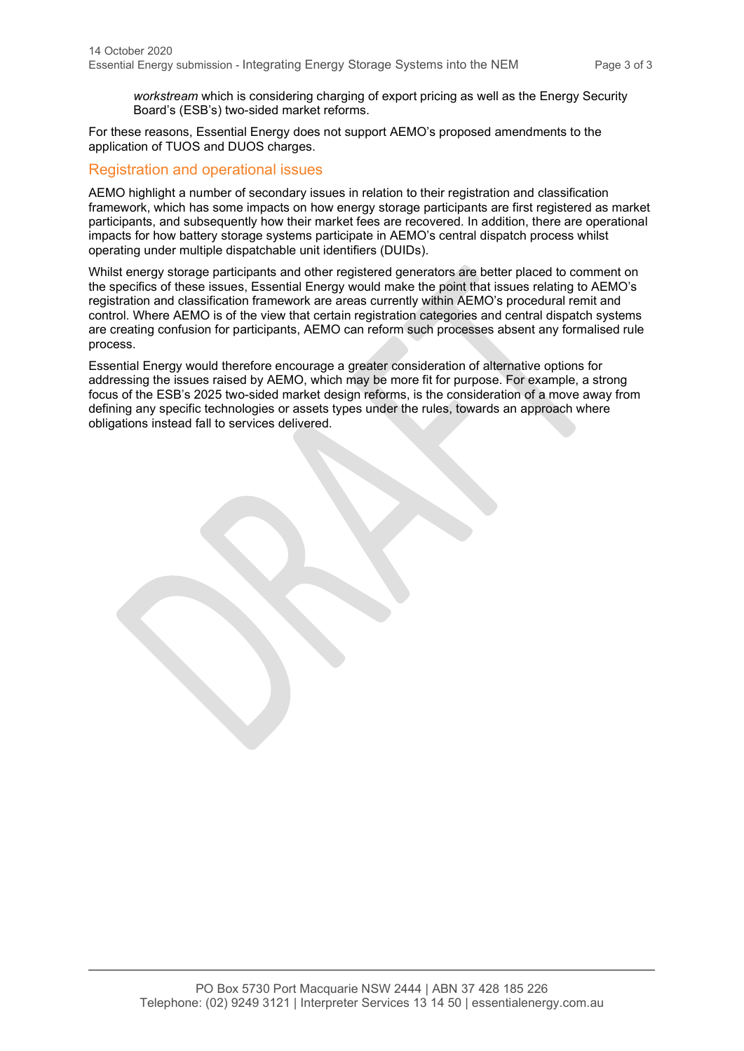*workstream* which is considering charging of export pricing as well as the Energy Security Board's (ESB's) two-sided market reforms.

For these reasons, Essential Energy does not support AEMO's proposed amendments to the application of TUOS and DUOS charges.

## Registration and operational issues

AEMO highlight a number of secondary issues in relation to their registration and classification framework, which has some impacts on how energy storage participants are first registered as market participants, and subsequently how their market fees are recovered. In addition, there are operational impacts for how battery storage systems participate in AEMO's central dispatch process whilst operating under multiple dispatchable unit identifiers (DUIDs).

Whilst energy storage participants and other registered generators are better placed to comment on the specifics of these issues, Essential Energy would make the point that issues relating to AEMO's registration and classification framework are areas currently within AEMO's procedural remit and control. Where AEMO is of the view that certain registration categories and central dispatch systems are creating confusion for participants, AEMO can reform such processes absent any formalised rule process.

Essential Energy would therefore encourage a greater consideration of alternative options for addressing the issues raised by AEMO, which may be more fit for purpose. For example, a strong focus of the ESB's 2025 two-sided market design reforms, is the consideration of a move away from defining any specific technologies or assets types under the rules, towards an approach where obligations instead fall to services delivered.

PO Box 5730 Port Macquarie NSW 2444 | ABN 37 428 185 226
Telephone: (02) 9249 3121 | Interpreter Services 13 14 50 | essentialenergy.com.au